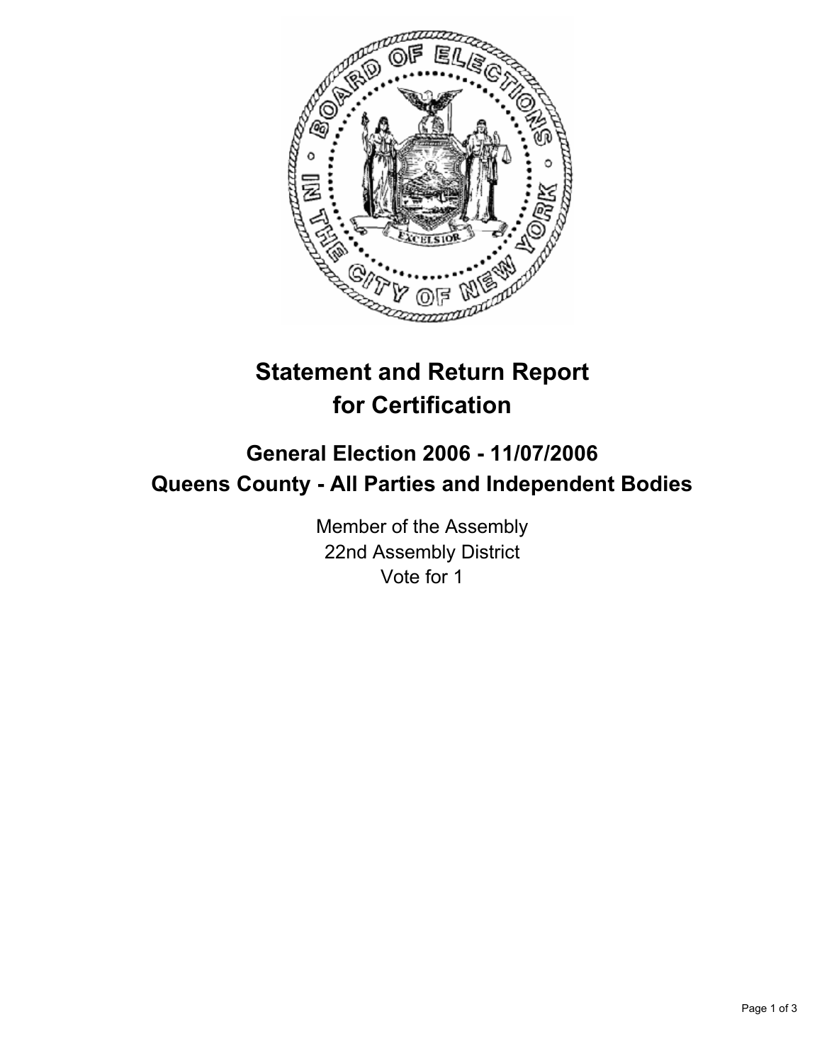# Statement and Return Report for Certification

## General Election 2006 - 11/07/2006
## Queens County - All Parties and Independent Bodies

Member of the Assembly
22nd Assembly District
Vote for 1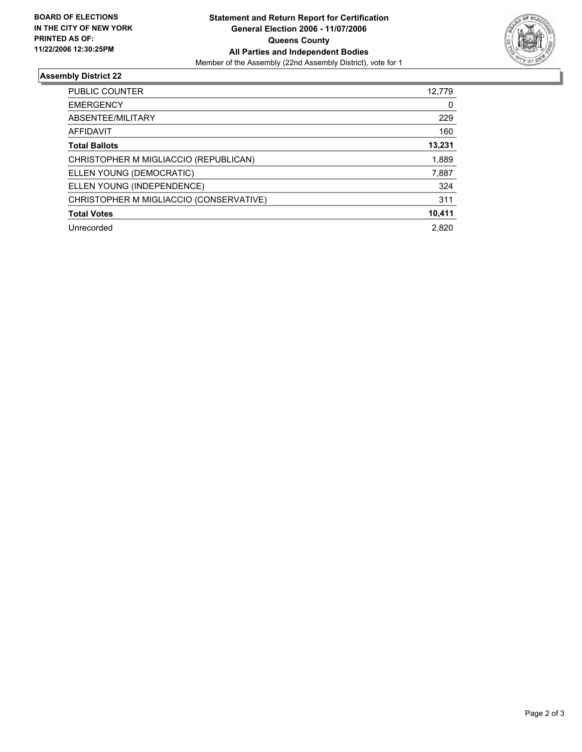**BOARD OF ELECTIONS IN THE CITY OF NEW YORK PRINTED AS OF: 11/22/2006 12:30:25PM**

# Statement and Return Report for Certification
## General Election 2006 - 11/07/2006
## Queens County
## All Parties and Independent Bodies

Member of the Assembly (22nd Assembly District), vote for 1

### Assembly District 22

| | |
|---|---|
| PUBLIC COUNTER | 12,779 |
| EMERGENCY | 0 |
| ABSENTEE/MILITARY | 229 |
| AFFIDAVIT | 160 |
| **Total Ballots** | **13,231** |
| CHRISTOPHER M MIGLIACCIO (REPUBLICAN) | 1,889 |
| ELLEN YOUNG (DEMOCRATIC) | 7,887 |
| ELLEN YOUNG (INDEPENDENCE) | 324 |
| CHRISTOPHER M MIGLIACCIO (CONSERVATIVE) | 311 |
| **Total Votes** | **10,411** |
| Unrecorded | 2,820 |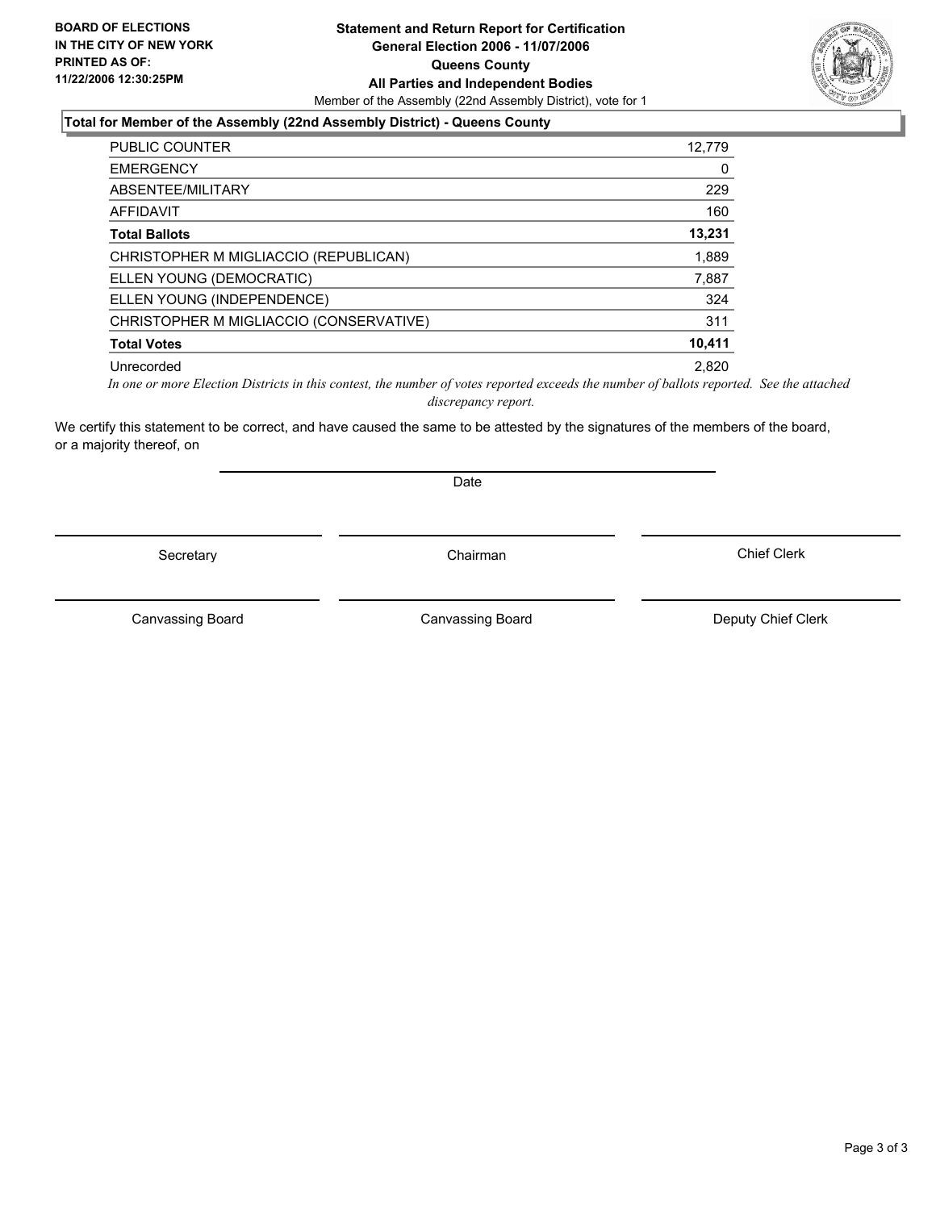**BOARD OF ELECTIONS IN THE CITY OF NEW YORK PRINTED AS OF: 11/22/2006 12:30:25PM**

# Statement and Return Report for Certification General Election 2006 - 11/07/2006 Queens County All Parties and Independent Bodies

Member of the Assembly (22nd Assembly District), vote for 1

## Total for Member of the Assembly (22nd Assembly District) - Queens County

| | |
|---|---|
| PUBLIC COUNTER | 12,779 |
| EMERGENCY | 0 |
| ABSENTEE/MILITARY | 229 |
| AFFIDAVIT | 160 |
| **Total Ballots** | **13,231** |
| CHRISTOPHER M MIGLIACCIO (REPUBLICAN) | 1,889 |
| ELLEN YOUNG (DEMOCRATIC) | 7,887 |
| ELLEN YOUNG (INDEPENDENCE) | 324 |
| CHRISTOPHER M MIGLIACCIO (CONSERVATIVE) | 311 |
| **Total Votes** | **10,411** |
| Unrecorded | 2,820 |

*In one or more Election Districts in this contest, the number of votes reported exceeds the number of ballots reported. See the attached discrepancy report.*

We certify this statement to be correct, and have caused the same to be attested by the signatures of the members of the board, or a majority thereof, on

Date

Secretary | Chairman | Chief Clerk

Canvassing Board | Canvassing Board | Deputy Chief Clerk